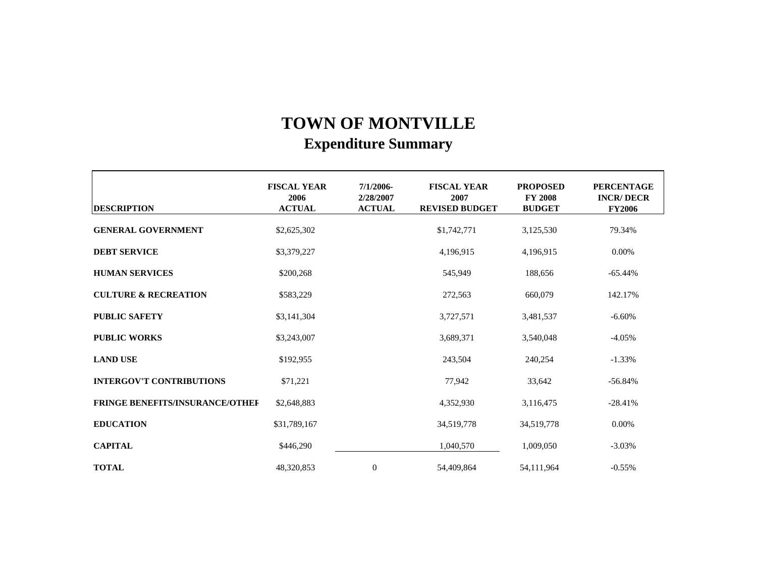# TOWN OF MONTVILLE

## Expenditure Summary

| DESCRIPTION | FISCAL YEAR 2006 ACTUAL | 7/1/2006-2/28/2007 ACTUAL | FISCAL YEAR 2007 REVISED BUDGET | PROPOSED FY 2008 BUDGET | PERCENTAGE INCR/ DECR FY2006 |
|---|---|---|---|---|---|
| **GENERAL GOVERNMENT** | $2,625,302 | | $1,742,771 | 3,125,530 | 79.34% |
| **DEBT SERVICE** | $3,379,227 | | 4,196,915 | 4,196,915 | 0.00% |
| **HUMAN SERVICES** | $200,268 | | 545,949 | 188,656 | -65.44% |
| **CULTURE & RECREATION** | $583,229 | | 272,563 | 660,079 | 142.17% |
| **PUBLIC SAFETY** | $3,141,304 | | 3,727,571 | 3,481,537 | -6.60% |
| **PUBLIC WORKS** | $3,243,007 | | 3,689,371 | 3,540,048 | -4.05% |
| **LAND USE** | $192,955 | | 243,504 | 240,254 | -1.33% |
| **INTERGOV'T CONTRIBUTIONS** | $71,221 | | 77,942 | 33,642 | -56.84% |
| **FRINGE BENEFITS/INSURANCE/OTHEF** | $2,648,883 | | 4,352,930 | 3,116,475 | -28.41% |
| **EDUCATION** | $31,789,167 | | 34,519,778 | 34,519,778 | 0.00% |
| **CAPITAL** | $446,290 | | 1,040,570 | 1,009,050 | -3.03% |
| **TOTAL** | 48,320,853 | 0 | 54,409,864 | 54,111,964 | -0.55% |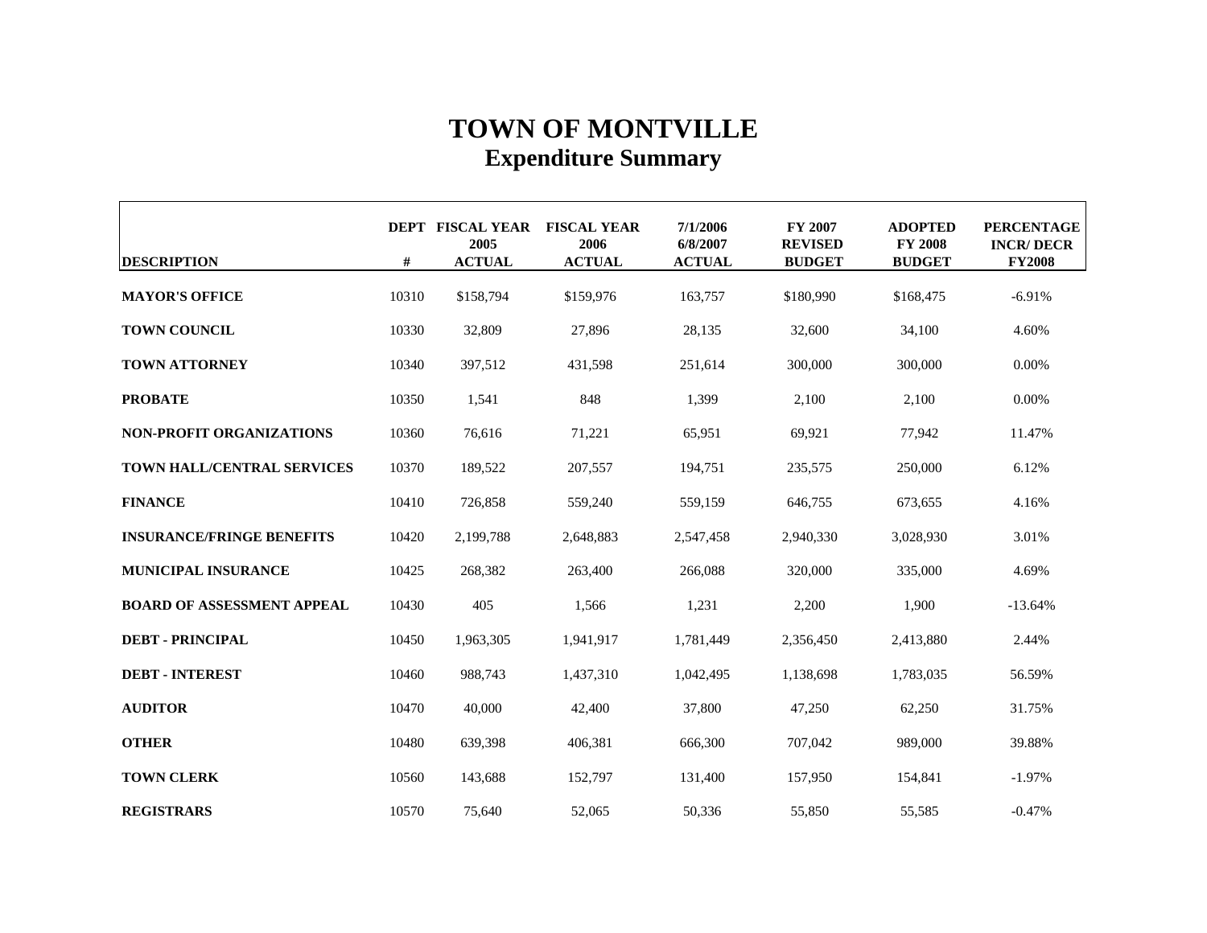# TOWN OF MONTVILLE
## Expenditure Summary

| DESCRIPTION | DEPT # | FISCAL YEAR 2005 ACTUAL | FISCAL YEAR 2006 ACTUAL | 7/1/2006 6/8/2007 ACTUAL | FY 2007 REVISED BUDGET | ADOPTED FY 2008 BUDGET | PERCENTAGE INCR/ DECR FY2008 |
|---|---|---|---|---|---|---|---|
| **MAYOR'S OFFICE** | 10310 | $158,794 | $159,976 | 163,757 | $180,990 | $168,475 | -6.91% |
| **TOWN COUNCIL** | 10330 | 32,809 | 27,896 | 28,135 | 32,600 | 34,100 | 4.60% |
| **TOWN ATTORNEY** | 10340 | 397,512 | 431,598 | 251,614 | 300,000 | 300,000 | 0.00% |
| **PROBATE** | 10350 | 1,541 | 848 | 1,399 | 2,100 | 2,100 | 0.00% |
| **NON-PROFIT ORGANIZATIONS** | 10360 | 76,616 | 71,221 | 65,951 | 69,921 | 77,942 | 11.47% |
| **TOWN HALL/CENTRAL SERVICES** | 10370 | 189,522 | 207,557 | 194,751 | 235,575 | 250,000 | 6.12% |
| **FINANCE** | 10410 | 726,858 | 559,240 | 559,159 | 646,755 | 673,655 | 4.16% |
| **INSURANCE/FRINGE BENEFITS** | 10420 | 2,199,788 | 2,648,883 | 2,547,458 | 2,940,330 | 3,028,930 | 3.01% |
| **MUNICIPAL INSURANCE** | 10425 | 268,382 | 263,400 | 266,088 | 320,000 | 335,000 | 4.69% |
| **BOARD OF ASSESSMENT APPEAL** | 10430 | 405 | 1,566 | 1,231 | 2,200 | 1,900 | -13.64% |
| **DEBT - PRINCIPAL** | 10450 | 1,963,305 | 1,941,917 | 1,781,449 | 2,356,450 | 2,413,880 | 2.44% |
| **DEBT - INTEREST** | 10460 | 988,743 | 1,437,310 | 1,042,495 | 1,138,698 | 1,783,035 | 56.59% |
| **AUDITOR** | 10470 | 40,000 | 42,400 | 37,800 | 47,250 | 62,250 | 31.75% |
| **OTHER** | 10480 | 639,398 | 406,381 | 666,300 | 707,042 | 989,000 | 39.88% |
| **TOWN CLERK** | 10560 | 143,688 | 152,797 | 131,400 | 157,950 | 154,841 | -1.97% |
| **REGISTRARS** | 10570 | 75,640 | 52,065 | 50,336 | 55,850 | 55,585 | -0.47% |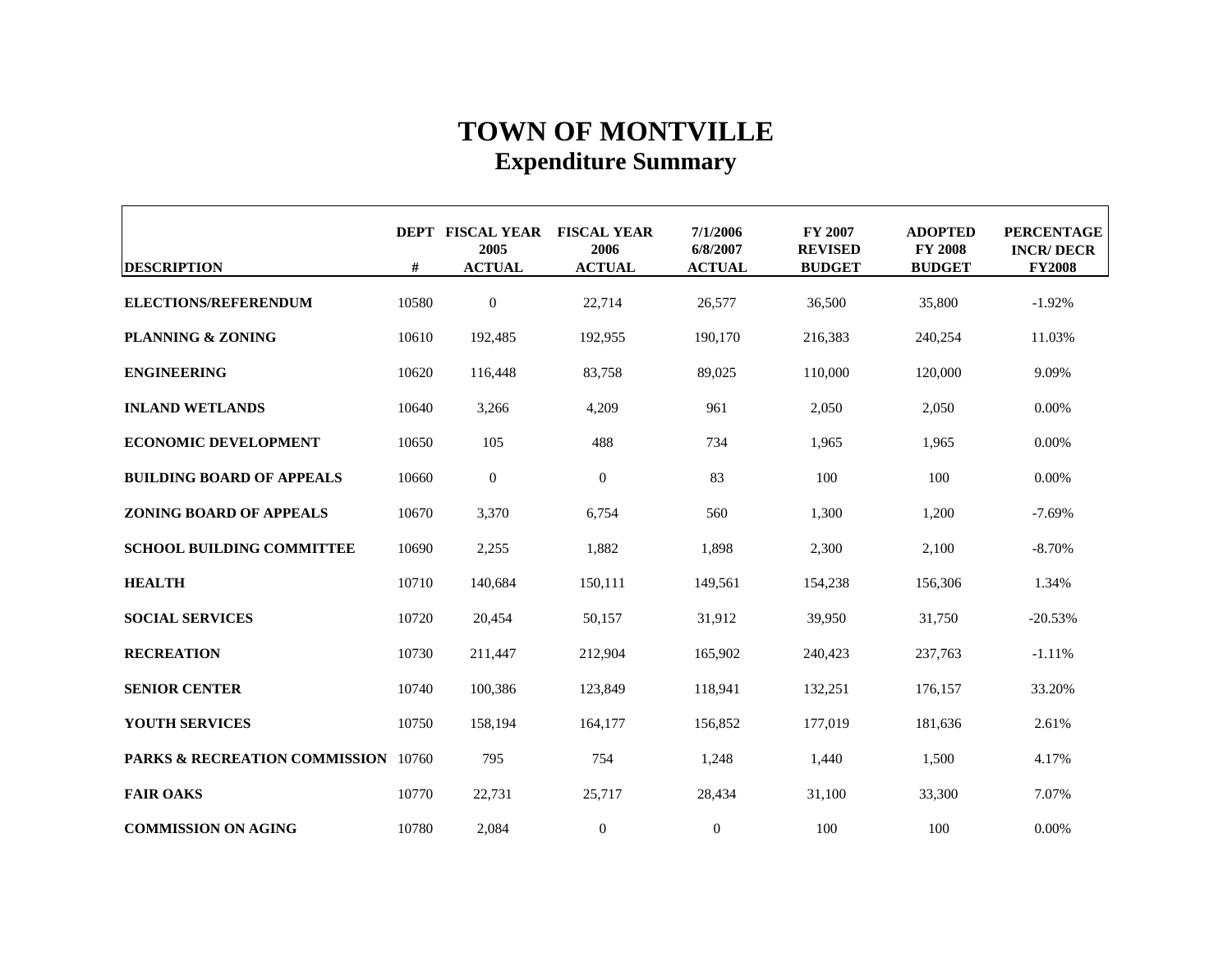# TOWN OF MONTVILLE
## Expenditure Summary

| DESCRIPTION | DEPT # | FISCAL YEAR 2005 ACTUAL | FISCAL YEAR 2006 ACTUAL | 7/1/2006 6/8/2007 ACTUAL | FY 2007 REVISED BUDGET | ADOPTED FY 2008 BUDGET | PERCENTAGE INCR/ DECR FY2008 |
|---|---|---|---|---|---|---|---|
| **ELECTIONS/REFERENDUM** | 10580 | 0 | 22,714 | 26,577 | 36,500 | 35,800 | -1.92% |
| **PLANNING & ZONING** | 10610 | 192,485 | 192,955 | 190,170 | 216,383 | 240,254 | 11.03% |
| **ENGINEERING** | 10620 | 116,448 | 83,758 | 89,025 | 110,000 | 120,000 | 9.09% |
| **INLAND WETLANDS** | 10640 | 3,266 | 4,209 | 961 | 2,050 | 2,050 | 0.00% |
| **ECONOMIC DEVELOPMENT** | 10650 | 105 | 488 | 734 | 1,965 | 1,965 | 0.00% |
| **BUILDING BOARD OF APPEALS** | 10660 | 0 | 0 | 83 | 100 | 100 | 0.00% |
| **ZONING BOARD OF APPEALS** | 10670 | 3,370 | 6,754 | 560 | 1,300 | 1,200 | -7.69% |
| **SCHOOL BUILDING COMMITTEE** | 10690 | 2,255 | 1,882 | 1,898 | 2,300 | 2,100 | -8.70% |
| **HEALTH** | 10710 | 140,684 | 150,111 | 149,561 | 154,238 | 156,306 | 1.34% |
| **SOCIAL SERVICES** | 10720 | 20,454 | 50,157 | 31,912 | 39,950 | 31,750 | -20.53% |
| **RECREATION** | 10730 | 211,447 | 212,904 | 165,902 | 240,423 | 237,763 | -1.11% |
| **SENIOR CENTER** | 10740 | 100,386 | 123,849 | 118,941 | 132,251 | 176,157 | 33.20% |
| **YOUTH SERVICES** | 10750 | 158,194 | 164,177 | 156,852 | 177,019 | 181,636 | 2.61% |
| **PARKS & RECREATION COMMISSION** | 10760 | 795 | 754 | 1,248 | 1,440 | 1,500 | 4.17% |
| **FAIR OAKS** | 10770 | 22,731 | 25,717 | 28,434 | 31,100 | 33,300 | 7.07% |
| **COMMISSION ON AGING** | 10780 | 2,084 | 0 | 0 | 100 | 100 | 0.00% |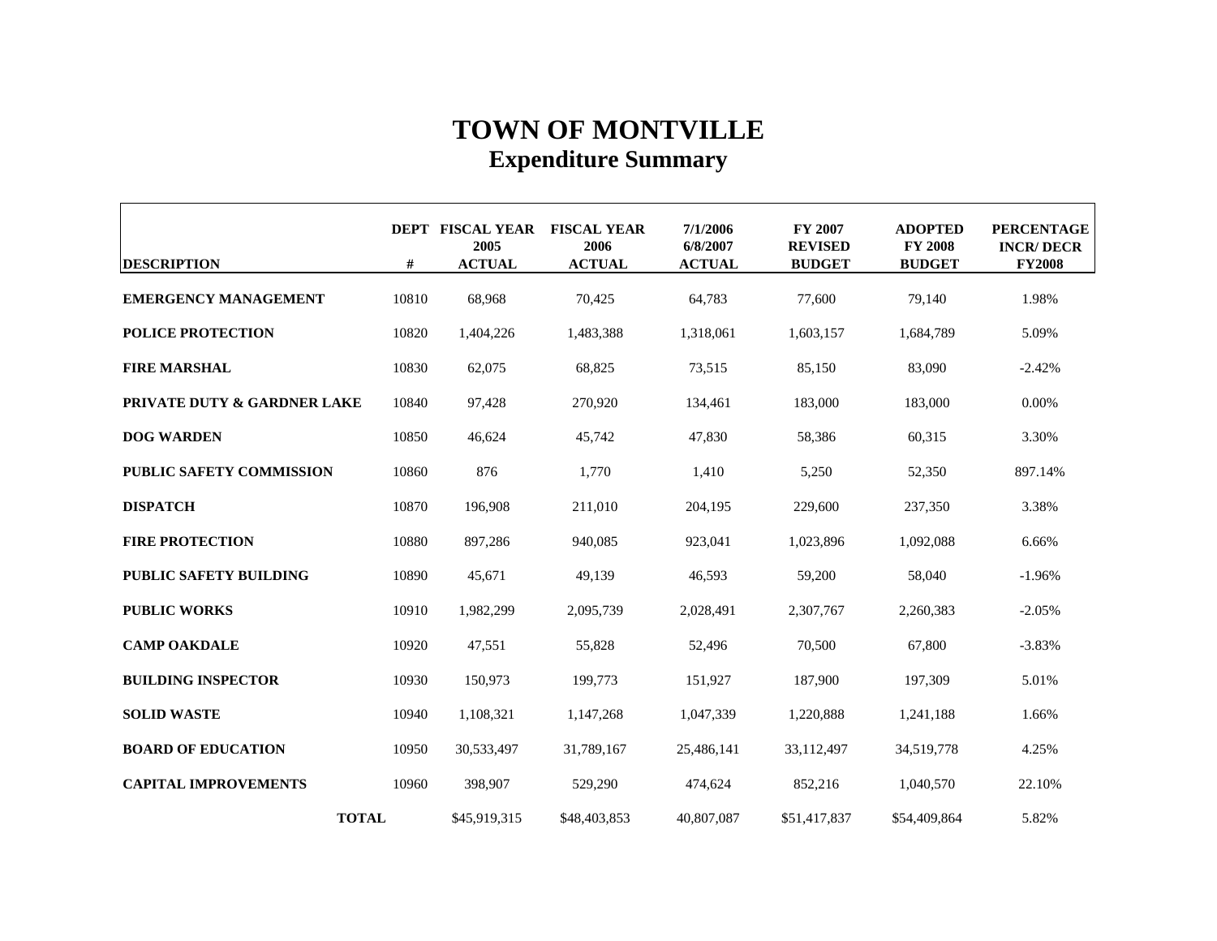# TOWN OF MONTVILLE
## Expenditure Summary

| DESCRIPTION | DEPT # | FISCAL YEAR 2005 ACTUAL | FISCAL YEAR 2006 ACTUAL | 7/1/2006 6/8/2007 ACTUAL | FY 2007 REVISED BUDGET | ADOPTED FY 2008 BUDGET | PERCENTAGE INCR/ DECR FY2008 |
|---|---|---|---|---|---|---|---|
| **EMERGENCY MANAGEMENT** | 10810 | 68,968 | 70,425 | 64,783 | 77,600 | 79,140 | 1.98% |
| **POLICE PROTECTION** | 10820 | 1,404,226 | 1,483,388 | 1,318,061 | 1,603,157 | 1,684,789 | 5.09% |
| **FIRE MARSHAL** | 10830 | 62,075 | 68,825 | 73,515 | 85,150 | 83,090 | -2.42% |
| **PRIVATE DUTY & GARDNER LAKE** | 10840 | 97,428 | 270,920 | 134,461 | 183,000 | 183,000 | 0.00% |
| **DOG WARDEN** | 10850 | 46,624 | 45,742 | 47,830 | 58,386 | 60,315 | 3.30% |
| **PUBLIC SAFETY COMMISSION** | 10860 | 876 | 1,770 | 1,410 | 5,250 | 52,350 | 897.14% |
| **DISPATCH** | 10870 | 196,908 | 211,010 | 204,195 | 229,600 | 237,350 | 3.38% |
| **FIRE PROTECTION** | 10880 | 897,286 | 940,085 | 923,041 | 1,023,896 | 1,092,088 | 6.66% |
| **PUBLIC SAFETY BUILDING** | 10890 | 45,671 | 49,139 | 46,593 | 59,200 | 58,040 | -1.96% |
| **PUBLIC WORKS** | 10910 | 1,982,299 | 2,095,739 | 2,028,491 | 2,307,767 | 2,260,383 | -2.05% |
| **CAMP OAKDALE** | 10920 | 47,551 | 55,828 | 52,496 | 70,500 | 67,800 | -3.83% |
| **BUILDING INSPECTOR** | 10930 | 150,973 | 199,773 | 151,927 | 187,900 | 197,309 | 5.01% |
| **SOLID WASTE** | 10940 | 1,108,321 | 1,147,268 | 1,047,339 | 1,220,888 | 1,241,188 | 1.66% |
| **BOARD OF EDUCATION** | 10950 | 30,533,497 | 31,789,167 | 25,486,141 | 33,112,497 | 34,519,778 | 4.25% |
| **CAPITAL IMPROVEMENTS** | 10960 | 398,907 | 529,290 | 474,624 | 852,216 | 1,040,570 | 22.10% |
| **TOTAL** | | $45,919,315 | $48,403,853 | 40,807,087 | $51,417,837 | $54,409,864 | 5.82% |